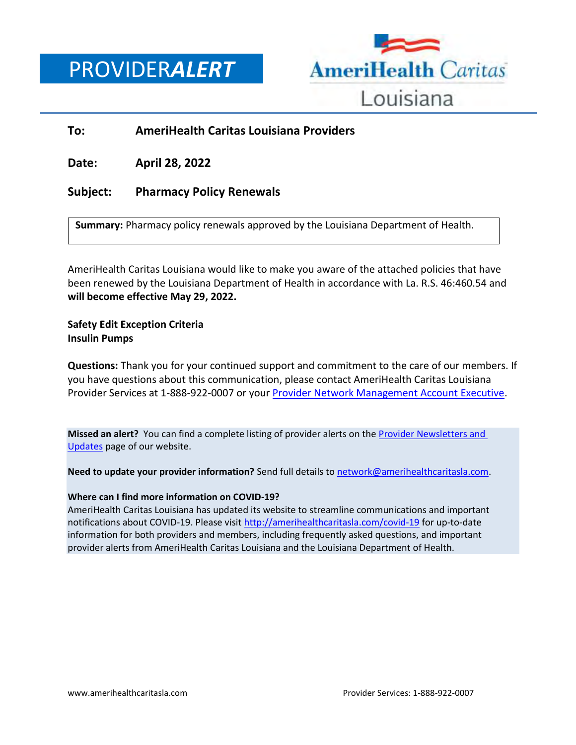# PROVIDER*ALERT*

AmeriHealth Caritas Louisiana

**To:** **AmeriHealth Caritas Louisiana Providers**

**Date:** **April 28, 2022**

**Subject:** **Pharmacy Policy Renewals**

**Summary:** Pharmacy policy renewals approved by the Louisiana Department of Health.

AmeriHealth Caritas Louisiana would like to make you aware of the attached policies that have been renewed by the Louisiana Department of Health in accordance with La. R.S. 46:460.54 and **will become effective May 29, 2022.**

**Safety Edit Exception Criteria**
**Insulin Pumps**

**Questions:** Thank you for your continued support and commitment to the care of our members. If you have questions about this communication, please contact AmeriHealth Caritas Louisiana Provider Services at 1-888-922-0007 or your Provider Network Management Account Executive.

**Missed an alert?** You can find a complete listing of provider alerts on the Provider Newsletters and Updates page of our website.

**Need to update your provider information?** Send full details to network@amerihealthcaritasla.com.

**Where can I find more information on COVID-19?**
AmeriHealth Caritas Louisiana has updated its website to streamline communications and important notifications about COVID-19. Please visit http://amerihealthcaritasla.com/covid-19 for up-to-date information for both providers and members, including frequently asked questions, and important provider alerts from AmeriHealth Caritas Louisiana and the Louisiana Department of Health.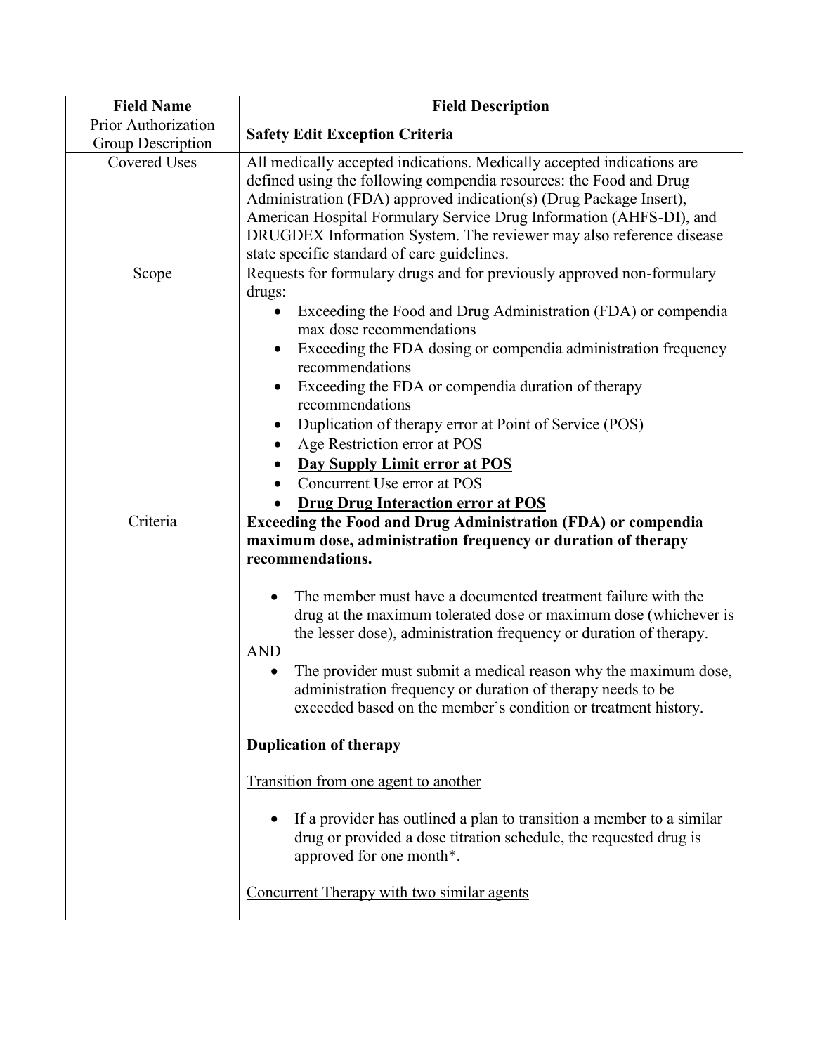| Field Name | Field Description |
| --- | --- |
| Prior Authorization Group Description | **Safety Edit Exception Criteria** |
| Covered Uses | All medically accepted indications. Medically accepted indications are defined using the following compendia resources: the Food and Drug Administration (FDA) approved indication(s) (Drug Package Insert), American Hospital Formulary Service Drug Information (AHFS-DI), and DRUGDEX Information System. The reviewer may also reference disease state specific standard of care guidelines. |
| Scope | Requests for formulary drugs and for previously approved non-formulary drugs:<br>• Exceeding the Food and Drug Administration (FDA) or compendia max dose recommendations<br>• Exceeding the FDA dosing or compendia administration frequency recommendations<br>• Exceeding the FDA or compendia duration of therapy recommendations<br>• Duplication of therapy error at Point of Service (POS)<br>• Age Restriction error at POS<br>• <u>**Day Supply Limit error at POS**</u><br>• Concurrent Use error at POS<br>• <u>**Drug Drug Interaction error at POS**</u> |
| Criteria | **Exceeding the Food and Drug Administration (FDA) or compendia maximum dose, administration frequency or duration of therapy recommendations.**<br><br>• The member must have a documented treatment failure with the drug at the maximum tolerated dose or maximum dose (whichever is the lesser dose), administration frequency or duration of therapy.<br>AND<br>• The provider must submit a medical reason why the maximum dose, administration frequency or duration of therapy needs to be exceeded based on the member's condition or treatment history.<br><br>**Duplication of therapy**<br><br><u>Transition from one agent to another</u><br><br>• If a provider has outlined a plan to transition a member to a similar drug or provided a dose titration schedule, the requested drug is approved for one month*.<br><br><u>Concurrent Therapy with two similar agents</u> |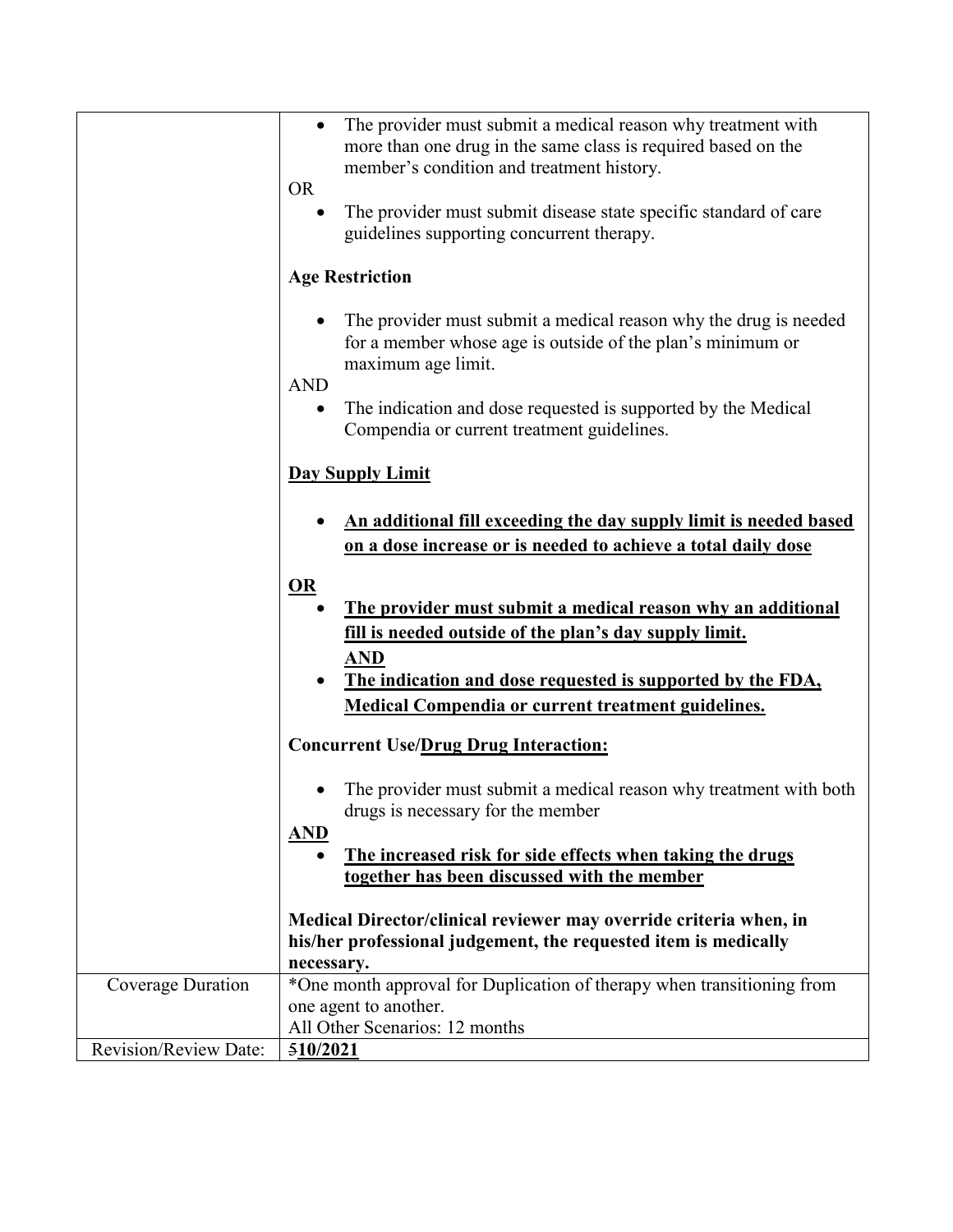| | |
|---|---|
| | • The provider must submit a medical reason why treatment with more than one drug in the same class is required based on the member's condition and treatment history.<br>OR<br>• The provider must submit disease state specific standard of care guidelines supporting concurrent therapy.<br><br>**Age Restriction**<br><br>• The provider must submit a medical reason why the drug is needed for a member whose age is outside of the plan's minimum or maximum age limit.<br>AND<br>• The indication and dose requested is supported by the Medical Compendia or current treatment guidelines.<br><br>**Day Supply Limit**<br><br>• **An additional fill exceeding the day supply limit is needed based on a dose increase or is needed to achieve a total daily dose**<br><br>**OR**<br>• **The provider must submit a medical reason why an additional fill is needed outside of the plan's day supply limit.**<br>**AND**<br>• **The indication and dose requested is supported by the FDA, Medical Compendia or current treatment guidelines.**<br><br>**Concurrent Use/Drug Drug Interaction:**<br><br>• The provider must submit a medical reason why treatment with both drugs is necessary for the member<br>**AND**<br>• **The increased risk for side effects when taking the drugs together has been discussed with the member**<br><br>**Medical Director/clinical reviewer may override criteria when, in his/her professional judgement, the requested item is medically necessary.** |
| Coverage Duration | *One month approval for Duplication of therapy when transitioning from one agent to another.<br>All Other Scenarios: 12 months |
| Revision/Review Date: | ~~5~~**10/2021** |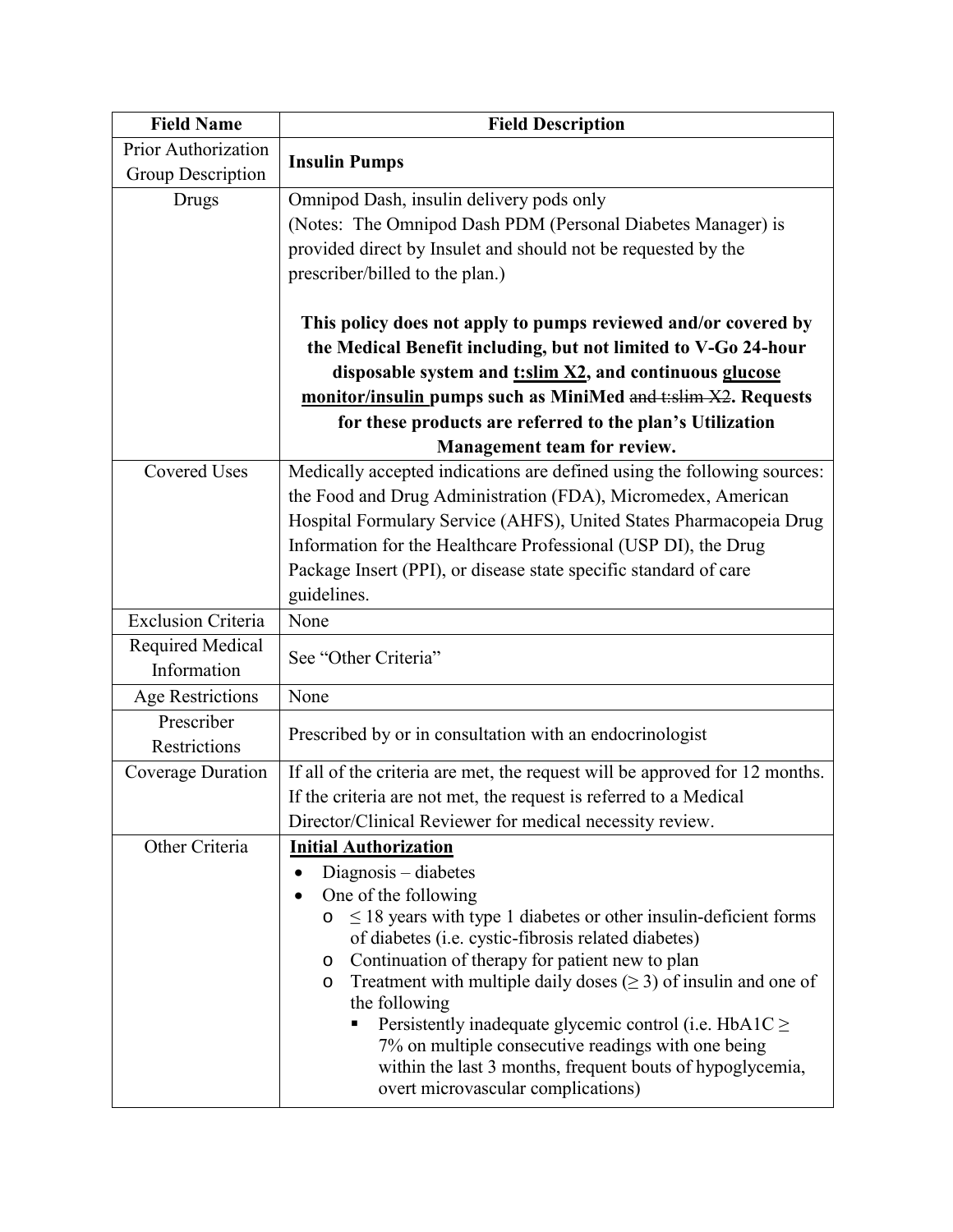| Field Name | Field Description |
|---|---|
| Prior Authorization Group Description | **Insulin Pumps** |
| Drugs | Omnipod Dash, insulin delivery pods only<br>(Notes: The Omnipod Dash PDM (Personal Diabetes Manager) is provided direct by Insulet and should not be requested by the prescriber/billed to the plan.)<br><br>**This policy does not apply to pumps reviewed and/or covered by the Medical Benefit including, but not limited to V-Go 24-hour disposable system and <u>t:slim X2</u>, and continuous <u>glucose monitor/insulin</u> pumps such as MiniMed ~~and t:slim X2~~. Requests for these products are referred to the plan's Utilization Management team for review.** |
| Covered Uses | Medically accepted indications are defined using the following sources: the Food and Drug Administration (FDA), Micromedex, American Hospital Formulary Service (AHFS), United States Pharmacopeia Drug Information for the Healthcare Professional (USP DI), the Drug Package Insert (PPI), or disease state specific standard of care guidelines. |
| Exclusion Criteria | None |
| Required Medical Information | See "Other Criteria" |
| Age Restrictions | None |
| Prescriber Restrictions | Prescribed by or in consultation with an endocrinologist |
| Coverage Duration | If all of the criteria are met, the request will be approved for 12 months. If the criteria are not met, the request is referred to a Medical Director/Clinical Reviewer for medical necessity review. |
| Other Criteria | **<u>Initial Authorization</u>**<br>• Diagnosis – diabetes<br>• One of the following<br>&nbsp;&nbsp;o ≤ 18 years with type 1 diabetes or other insulin-deficient forms of diabetes (i.e. cystic-fibrosis related diabetes)<br>&nbsp;&nbsp;o Continuation of therapy for patient new to plan<br>&nbsp;&nbsp;o Treatment with multiple daily doses (≥ 3) of insulin and one of the following<br>&nbsp;&nbsp;&nbsp;&nbsp;▪ Persistently inadequate glycemic control (i.e. HbA1C ≥ 7% on multiple consecutive readings with one being within the last 3 months, frequent bouts of hypoglycemia, overt microvascular complications) |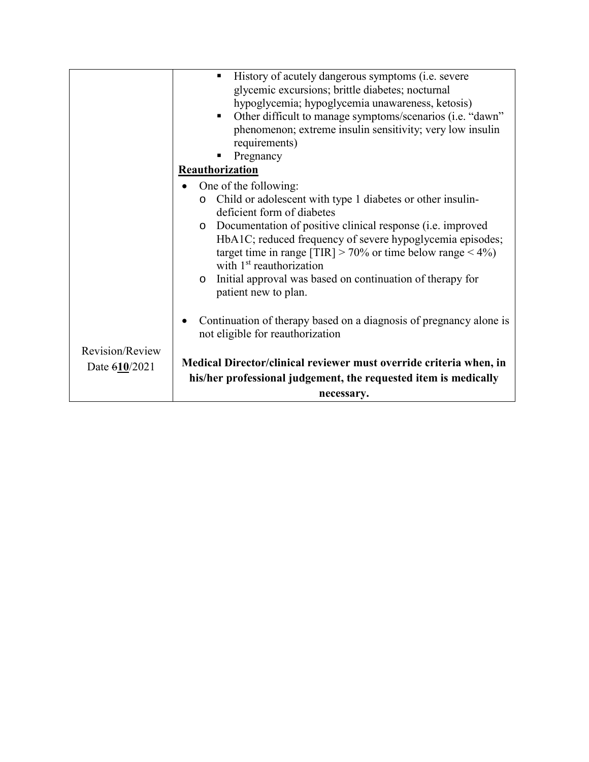| | |
|---|---|
| | ▪ History of acutely dangerous symptoms (i.e. severe glycemic excursions; brittle diabetes; nocturnal hypoglycemia; hypoglycemia unawareness, ketosis)<br>▪ Other difficult to manage symptoms/scenarios (i.e. "dawn" phenomenon; extreme insulin sensitivity; very low insulin requirements)<br>▪ Pregnancy<br>**Reauthorization**<br>• One of the following:<br>  o Child or adolescent with type 1 diabetes or other insulin-deficient form of diabetes<br>  o Documentation of positive clinical response (i.e. improved HbA1C; reduced frequency of severe hypoglycemia episodes; target time in range [TIR] > 70% or time below range < 4%) with 1st reauthorization<br>  o Initial approval was based on continuation of therapy for patient new to plan.<br>• Continuation of therapy based on a diagnosis of pregnancy alone is not eligible for reauthorization |
| Revision/Review Date ~~6~~**10**/2021 | **Medical Director/clinical reviewer must override criteria when, in his/her professional judgement, the requested item is medically necessary.** |